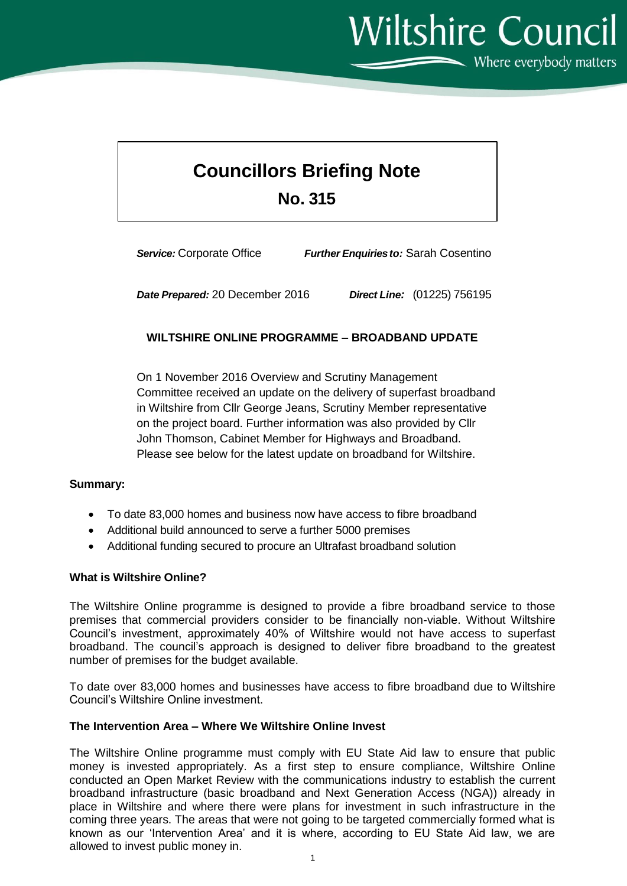Wiltshire Council

Where everybody matters

# Councillors Briefing Note

## No. 315

***Service:*** Corporate Office ***Further Enquiries to:*** Sarah Cosentino

***Date Prepared:*** 20 December 2016 ***Direct Line:*** (01225) 756195

### WILTSHIRE ONLINE PROGRAMME – BROADBAND UPDATE

On 1 November 2016 Overview and Scrutiny Management Committee received an update on the delivery of superfast broadband in Wiltshire from Cllr George Jeans, Scrutiny Member representative on the project board. Further information was also provided by Cllr John Thomson, Cabinet Member for Highways and Broadband. Please see below for the latest update on broadband for Wiltshire.

**Summary:**

- To date 83,000 homes and business now have access to fibre broadband
- Additional build announced to serve a further 5000 premises
- Additional funding secured to procure an Ultrafast broadband solution

**What is Wiltshire Online?**

The Wiltshire Online programme is designed to provide a fibre broadband service to those premises that commercial providers consider to be financially non-viable. Without Wiltshire Council's investment, approximately 40% of Wiltshire would not have access to superfast broadband. The council's approach is designed to deliver fibre broadband to the greatest number of premises for the budget available.

To date over 83,000 homes and businesses have access to fibre broadband due to Wiltshire Council's Wiltshire Online investment.

**The Intervention Area – Where We Wiltshire Online Invest**

The Wiltshire Online programme must comply with EU State Aid law to ensure that public money is invested appropriately. As a first step to ensure compliance, Wiltshire Online conducted an Open Market Review with the communications industry to establish the current broadband infrastructure (basic broadband and Next Generation Access (NGA)) already in place in Wiltshire and where there were plans for investment in such infrastructure in the coming three years. The areas that were not going to be targeted commercially formed what is known as our 'Intervention Area' and it is where, according to EU State Aid law, we are allowed to invest public money in.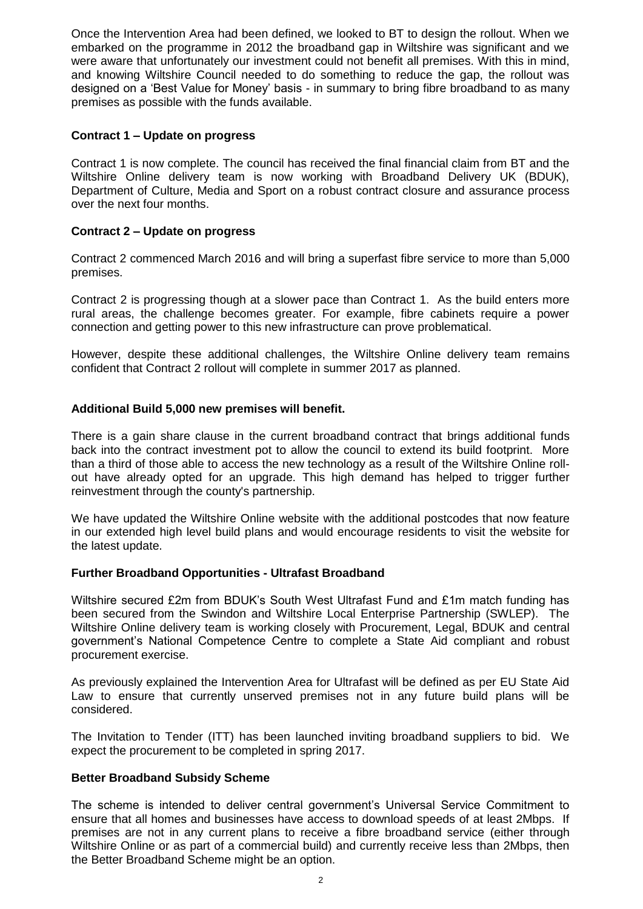Once the Intervention Area had been defined, we looked to BT to design the rollout. When we embarked on the programme in 2012 the broadband gap in Wiltshire was significant and we were aware that unfortunately our investment could not benefit all premises. With this in mind, and knowing Wiltshire Council needed to do something to reduce the gap, the rollout was designed on a 'Best Value for Money' basis - in summary to bring fibre broadband to as many premises as possible with the funds available.

**Contract 1 – Update on progress**

Contract 1 is now complete. The council has received the final financial claim from BT and the Wiltshire Online delivery team is now working with Broadband Delivery UK (BDUK), Department of Culture, Media and Sport on a robust contract closure and assurance process over the next four months.

**Contract 2 – Update on progress**

Contract 2 commenced March 2016 and will bring a superfast fibre service to more than 5,000 premises.

Contract 2 is progressing though at a slower pace than Contract 1. As the build enters more rural areas, the challenge becomes greater. For example, fibre cabinets require a power connection and getting power to this new infrastructure can prove problematical.

However, despite these additional challenges, the Wiltshire Online delivery team remains confident that Contract 2 rollout will complete in summer 2017 as planned.

**Additional Build 5,000 new premises will benefit.**

There is a gain share clause in the current broadband contract that brings additional funds back into the contract investment pot to allow the council to extend its build footprint. More than a third of those able to access the new technology as a result of the Wiltshire Online roll-out have already opted for an upgrade. This high demand has helped to trigger further reinvestment through the county's partnership.

We have updated the Wiltshire Online website with the additional postcodes that now feature in our extended high level build plans and would encourage residents to visit the website for the latest update.

**Further Broadband Opportunities - Ultrafast Broadband**

Wiltshire secured £2m from BDUK's South West Ultrafast Fund and £1m match funding has been secured from the Swindon and Wiltshire Local Enterprise Partnership (SWLEP). The Wiltshire Online delivery team is working closely with Procurement, Legal, BDUK and central government's National Competence Centre to complete a State Aid compliant and robust procurement exercise.

As previously explained the Intervention Area for Ultrafast will be defined as per EU State Aid Law to ensure that currently unserved premises not in any future build plans will be considered.

The Invitation to Tender (ITT) has been launched inviting broadband suppliers to bid. We expect the procurement to be completed in spring 2017.

**Better Broadband Subsidy Scheme**

The scheme is intended to deliver central government's Universal Service Commitment to ensure that all homes and businesses have access to download speeds of at least 2Mbps. If premises are not in any current plans to receive a fibre broadband service (either through Wiltshire Online or as part of a commercial build) and currently receive less than 2Mbps, then the Better Broadband Scheme might be an option.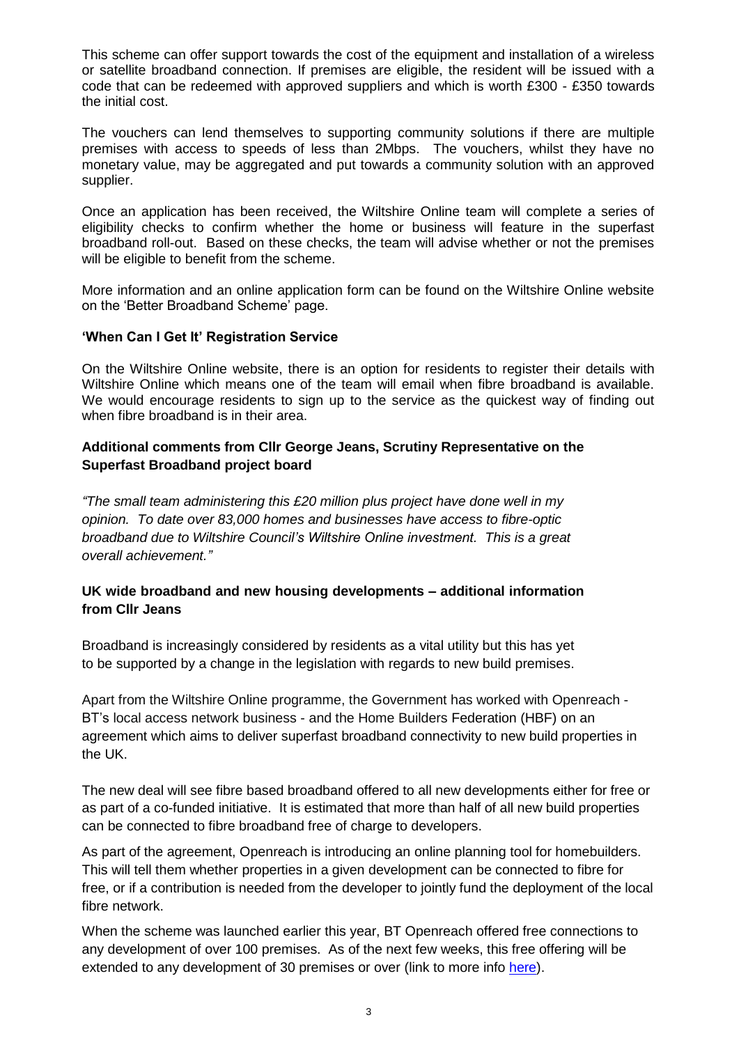This scheme can offer support towards the cost of the equipment and installation of a wireless or satellite broadband connection. If premises are eligible, the resident will be issued with a code that can be redeemed with approved suppliers and which is worth £300 - £350 towards the initial cost.

The vouchers can lend themselves to supporting community solutions if there are multiple premises with access to speeds of less than 2Mbps. The vouchers, whilst they have no monetary value, may be aggregated and put towards a community solution with an approved supplier.

Once an application has been received, the Wiltshire Online team will complete a series of eligibility checks to confirm whether the home or business will feature in the superfast broadband roll-out. Based on these checks, the team will advise whether or not the premises will be eligible to benefit from the scheme.

More information and an online application form can be found on the Wiltshire Online website on the 'Better Broadband Scheme' page.

**'When Can I Get It' Registration Service**

On the Wiltshire Online website, there is an option for residents to register their details with Wiltshire Online which means one of the team will email when fibre broadband is available. We would encourage residents to sign up to the service as the quickest way of finding out when fibre broadband is in their area.

**Additional comments from Cllr George Jeans, Scrutiny Representative on the Superfast Broadband project board**

*"The small team administering this £20 million plus project have done well in my opinion. To date over 83,000 homes and businesses have access to fibre-optic broadband due to Wiltshire Council's Wiltshire Online investment. This is a great overall achievement."*

**UK wide broadband and new housing developments – additional information from Cllr Jeans**

Broadband is increasingly considered by residents as a vital utility but this has yet to be supported by a change in the legislation with regards to new build premises.

Apart from the Wiltshire Online programme, the Government has worked with Openreach - BT's local access network business - and the Home Builders Federation (HBF) on an agreement which aims to deliver superfast broadband connectivity to new build properties in the UK.

The new deal will see fibre based broadband offered to all new developments either for free or as part of a co-funded initiative. It is estimated that more than half of all new build properties can be connected to fibre broadband free of charge to developers.

As part of the agreement, Openreach is introducing an online planning tool for homebuilders. This will tell them whether properties in a given development can be connected to fibre for free, or if a contribution is needed from the developer to jointly fund the deployment of the local fibre network.

When the scheme was launched earlier this year, BT Openreach offered free connections to any development of over 100 premises. As of the next few weeks, this free offering will be extended to any development of 30 premises or over (link to more info here).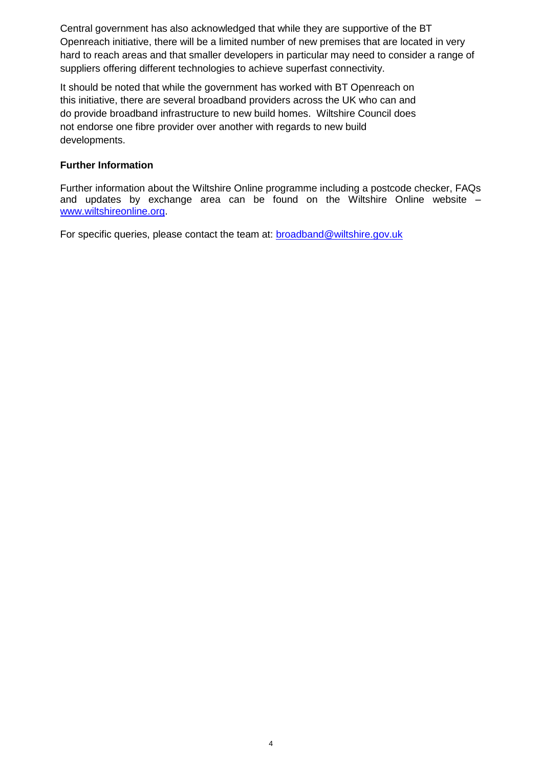Central government has also acknowledged that while they are supportive of the BT Openreach initiative, there will be a limited number of new premises that are located in very hard to reach areas and that smaller developers in particular may need to consider a range of suppliers offering different technologies to achieve superfast connectivity.

It should be noted that while the government has worked with BT Openreach on this initiative, there are several broadband providers across the UK who can and do provide broadband infrastructure to new build homes. Wiltshire Council does not endorse one fibre provider over another with regards to new build developments.

**Further Information**

Further information about the Wiltshire Online programme including a postcode checker, FAQs and updates by exchange area can be found on the Wiltshire Online website – www.wiltshireonline.org.

For specific queries, please contact the team at: broadband@wiltshire.gov.uk